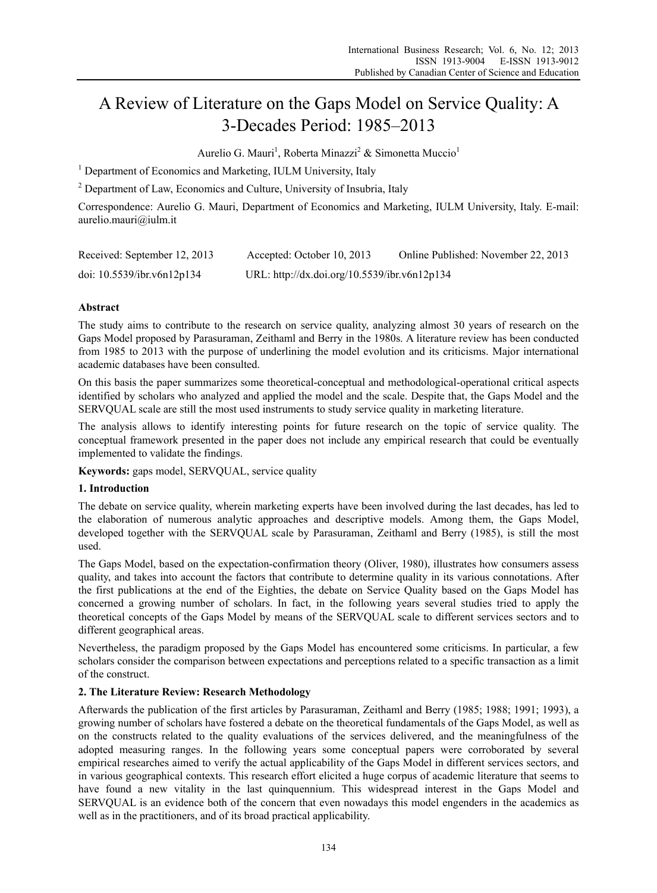# A Review of Literature on the Gaps Model on Service Quality: A 3-Decades Period: 1985–2013

Aurelio G. Mauri[1], Roberta Minazzi[2] & Simonetta Muccio[1]

[1] Department of Economics and Marketing, IULM University, Italy

[2] Department of Law, Economics and Culture, University of Insubria, Italy

Correspondence: Aurelio G. Mauri, Department of Economics and Marketing, IULM University, Italy. E-mail: aurelio.mauri@iulm.it

Received: September 12, 2013 Accepted: October 10, 2013 Online Published: November 22, 2013

doi: 10.5539/ibr.v6n12p134 URL: http://dx.doi.org/10.5539/ibr.v6n12p134

**Abstract**

The study aims to contribute to the research on service quality, analyzing almost 30 years of research on the Gaps Model proposed by Parasuraman, Zeithaml and Berry in the 1980s. A literature review has been conducted from 1985 to 2013 with the purpose of underlining the model evolution and its criticisms. Major international academic databases have been consulted.

On this basis the paper summarizes some theoretical-conceptual and methodological-operational critical aspects identified by scholars who analyzed and applied the model and the scale. Despite that, the Gaps Model and the SERVQUAL scale are still the most used instruments to study service quality in marketing literature.

The analysis allows to identify interesting points for future research on the topic of service quality. The conceptual framework presented in the paper does not include any empirical research that could be eventually implemented to validate the findings.

**Keywords:** gaps model, SERVQUAL, service quality

## 1. Introduction

The debate on service quality, wherein marketing experts have been involved during the last decades, has led to the elaboration of numerous analytic approaches and descriptive models. Among them, the Gaps Model, developed together with the SERVQUAL scale by Parasuraman, Zeithaml and Berry (1985), is still the most used.

The Gaps Model, based on the expectation-confirmation theory (Oliver, 1980), illustrates how consumers assess quality, and takes into account the factors that contribute to determine quality in its various connotations. After the first publications at the end of the Eighties, the debate on Service Quality based on the Gaps Model has concerned a growing number of scholars. In fact, in the following years several studies tried to apply the theoretical concepts of the Gaps Model by means of the SERVQUAL scale to different services sectors and to different geographical areas.

Nevertheless, the paradigm proposed by the Gaps Model has encountered some criticisms. In particular, a few scholars consider the comparison between expectations and perceptions related to a specific transaction as a limit of the construct.

## 2. The Literature Review: Research Methodology

Afterwards the publication of the first articles by Parasuraman, Zeithaml and Berry (1985; 1988; 1991; 1993), a growing number of scholars have fostered a debate on the theoretical fundamentals of the Gaps Model, as well as on the constructs related to the quality evaluations of the services delivered, and the meaningfulness of the adopted measuring ranges. In the following years some conceptual papers were corroborated by several empirical researches aimed to verify the actual applicability of the Gaps Model in different services sectors, and in various geographical contexts. This research effort elicited a huge corpus of academic literature that seems to have found a new vitality in the last quinquennium. This widespread interest in the Gaps Model and SERVQUAL is an evidence both of the concern that even nowadays this model engenders in the academics as well as in the practitioners, and of its broad practical applicability.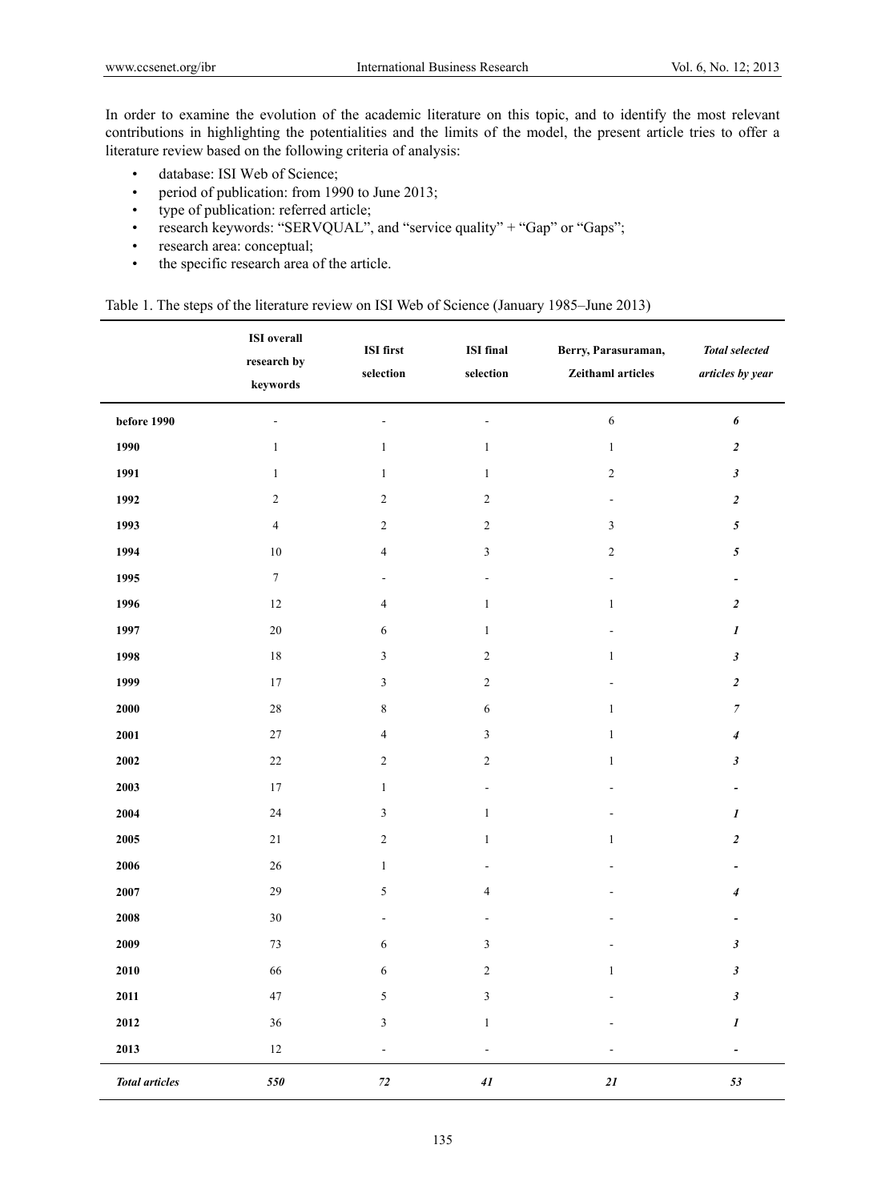In order to examine the evolution of the academic literature on this topic, and to identify the most relevant contributions in highlighting the potentialities and the limits of the model, the present article tries to offer a literature review based on the following criteria of analysis:

- database: ISI Web of Science;
- period of publication: from 1990 to June 2013;
- type of publication: referred article;
- research keywords: "SERVQUAL", and "service quality" + "Gap" or "Gaps";
- research area: conceptual;
- the specific research area of the article.

Table 1. The steps of the literature review on ISI Web of Science (January 1985–June 2013)

| | **ISI overall research by keywords** | **ISI first selection** | **ISI final selection** | **Berry, Parasuraman, Zeithaml articles** | ***Total selected articles by year*** |
|---|---|---|---|---|---|
| **before 1990** | - | - | - | 6 | ***6*** |
| **1990** | 1 | 1 | 1 | 1 | ***2*** |
| **1991** | 1 | 1 | 1 | 2 | ***3*** |
| **1992** | 2 | 2 | 2 | - | ***2*** |
| **1993** | 4 | 2 | 2 | 3 | ***5*** |
| **1994** | 10 | 4 | 3 | 2 | ***5*** |
| **1995** | 7 | - | - | - | ***-*** |
| **1996** | 12 | 4 | 1 | 1 | ***2*** |
| **1997** | 20 | 6 | 1 | - | ***1*** |
| **1998** | 18 | 3 | 2 | 1 | ***3*** |
| **1999** | 17 | 3 | 2 | - | ***2*** |
| **2000** | 28 | 8 | 6 | 1 | ***7*** |
| **2001** | 27 | 4 | 3 | 1 | ***4*** |
| **2002** | 22 | 2 | 2 | 1 | ***3*** |
| **2003** | 17 | 1 | - | - | ***-*** |
| **2004** | 24 | 3 | 1 | - | ***1*** |
| **2005** | 21 | 2 | 1 | 1 | ***2*** |
| **2006** | 26 | 1 | - | - | ***-*** |
| **2007** | 29 | 5 | 4 | - | ***4*** |
| **2008** | 30 | - | - | - | ***-*** |
| **2009** | 73 | 6 | 3 | - | ***3*** |
| **2010** | 66 | 6 | 2 | 1 | ***3*** |
| **2011** | 47 | 5 | 3 | - | ***3*** |
| **2012** | 36 | 3 | 1 | - | ***1*** |
| **2013** | 12 | - | - | - | ***-*** |
| ***Total articles*** | ***550*** | ***72*** | ***41*** | ***21*** | ***53*** |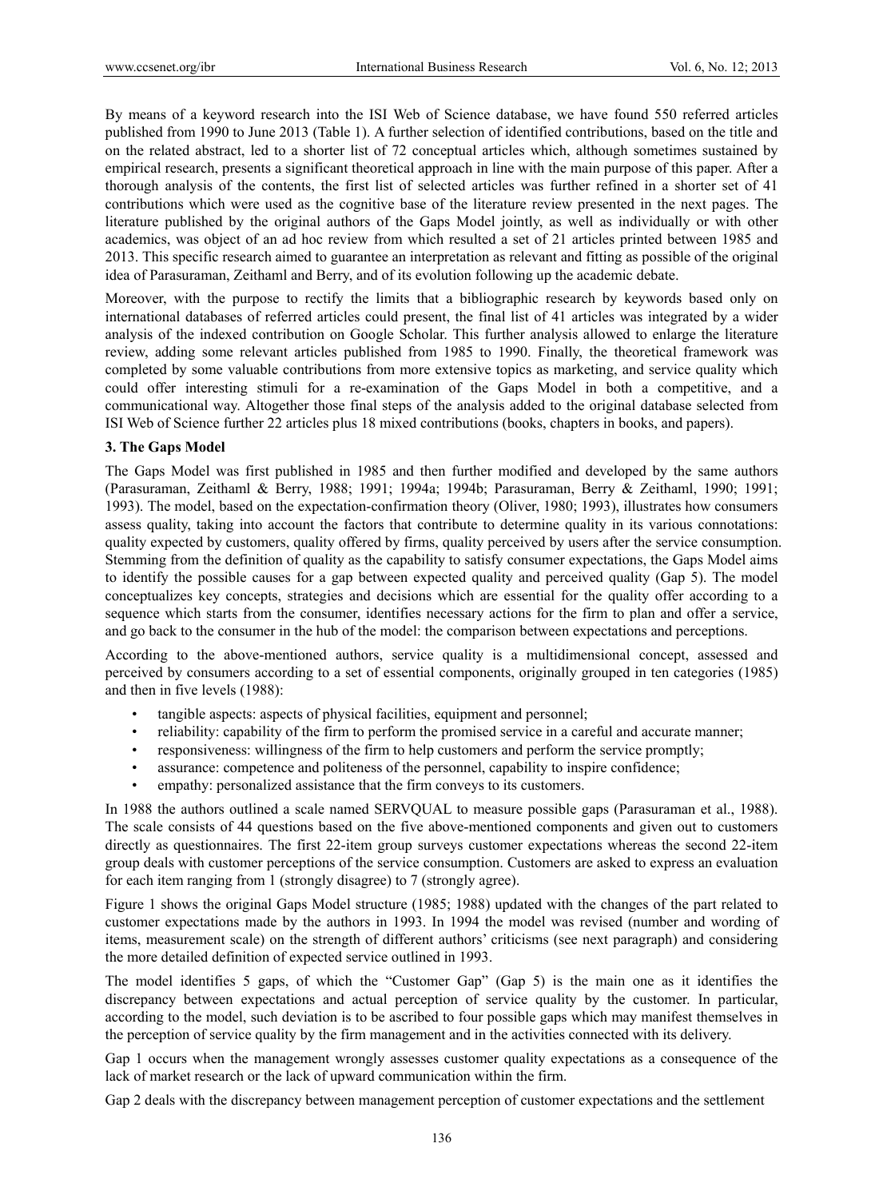By means of a keyword research into the ISI Web of Science database, we have found 550 referred articles published from 1990 to June 2013 (Table 1). A further selection of identified contributions, based on the title and on the related abstract, led to a shorter list of 72 conceptual articles which, although sometimes sustained by empirical research, presents a significant theoretical approach in line with the main purpose of this paper. After a thorough analysis of the contents, the first list of selected articles was further refined in a shorter set of 41 contributions which were used as the cognitive base of the literature review presented in the next pages. The literature published by the original authors of the Gaps Model jointly, as well as individually or with other academics, was object of an ad hoc review from which resulted a set of 21 articles printed between 1985 and 2013. This specific research aimed to guarantee an interpretation as relevant and fitting as possible of the original idea of Parasuraman, Zeithaml and Berry, and of its evolution following up the academic debate.

Moreover, with the purpose to rectify the limits that a bibliographic research by keywords based only on international databases of referred articles could present, the final list of 41 articles was integrated by a wider analysis of the indexed contribution on Google Scholar. This further analysis allowed to enlarge the literature review, adding some relevant articles published from 1985 to 1990. Finally, the theoretical framework was completed by some valuable contributions from more extensive topics as marketing, and service quality which could offer interesting stimuli for a re-examination of the Gaps Model in both a competitive, and a communicational way. Altogether those final steps of the analysis added to the original database selected from ISI Web of Science further 22 articles plus 18 mixed contributions (books, chapters in books, and papers).

## 3. The Gaps Model

The Gaps Model was first published in 1985 and then further modified and developed by the same authors (Parasuraman, Zeithaml & Berry, 1988; 1991; 1994a; 1994b; Parasuraman, Berry & Zeithaml, 1990; 1991; 1993). The model, based on the expectation-confirmation theory (Oliver, 1980; 1993), illustrates how consumers assess quality, taking into account the factors that contribute to determine quality in its various connotations: quality expected by customers, quality offered by firms, quality perceived by users after the service consumption. Stemming from the definition of quality as the capability to satisfy consumer expectations, the Gaps Model aims to identify the possible causes for a gap between expected quality and perceived quality (Gap 5). The model conceptualizes key concepts, strategies and decisions which are essential for the quality offer according to a sequence which starts from the consumer, identifies necessary actions for the firm to plan and offer a service, and go back to the consumer in the hub of the model: the comparison between expectations and perceptions.

According to the above-mentioned authors, service quality is a multidimensional concept, assessed and perceived by consumers according to a set of essential components, originally grouped in ten categories (1985) and then in five levels (1988):

- tangible aspects: aspects of physical facilities, equipment and personnel;
- reliability: capability of the firm to perform the promised service in a careful and accurate manner;
- responsiveness: willingness of the firm to help customers and perform the service promptly;
- assurance: competence and politeness of the personnel, capability to inspire confidence;
- empathy: personalized assistance that the firm conveys to its customers.

In 1988 the authors outlined a scale named SERVQUAL to measure possible gaps (Parasuraman et al., 1988). The scale consists of 44 questions based on the five above-mentioned components and given out to customers directly as questionnaires. The first 22-item group surveys customer expectations whereas the second 22-item group deals with customer perceptions of the service consumption. Customers are asked to express an evaluation for each item ranging from 1 (strongly disagree) to 7 (strongly agree).

Figure 1 shows the original Gaps Model structure (1985; 1988) updated with the changes of the part related to customer expectations made by the authors in 1993. In 1994 the model was revised (number and wording of items, measurement scale) on the strength of different authors' criticisms (see next paragraph) and considering the more detailed definition of expected service outlined in 1993.

The model identifies 5 gaps, of which the "Customer Gap" (Gap 5) is the main one as it identifies the discrepancy between expectations and actual perception of service quality by the customer. In particular, according to the model, such deviation is to be ascribed to four possible gaps which may manifest themselves in the perception of service quality by the firm management and in the activities connected with its delivery.

Gap 1 occurs when the management wrongly assesses customer quality expectations as a consequence of the lack of market research or the lack of upward communication within the firm.

Gap 2 deals with the discrepancy between management perception of customer expectations and the settlement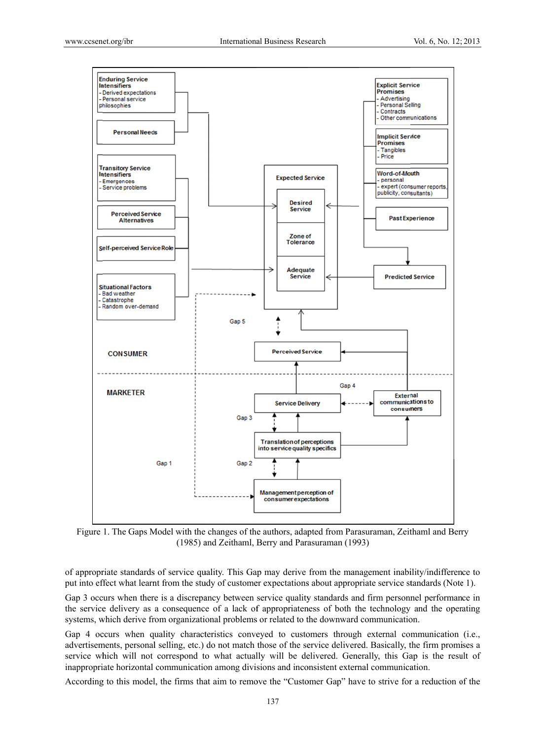Figure 1. The Gaps Model with the changes of the authors, adapted from Parasuraman, Zeithaml and Berry (1985) and Zeithaml, Berry and Parasuraman (1993)

of appropriate standards of service quality. This Gap may derive from the management inability/indifference to put into effect what learnt from the study of customer expectations about appropriate service standards (Note 1).

Gap 3 occurs when there is a discrepancy between service quality standards and firm personnel performance in the service delivery as a consequence of a lack of appropriateness of both the technology and the operating systems, which derive from organizational problems or related to the downward communication.

Gap 4 occurs when quality characteristics conveyed to customers through external communication (i.e., advertisements, personal selling, etc.) do not match those of the service delivered. Basically, the firm promises a service which will not correspond to what actually will be delivered. Generally, this Gap is the result of inappropriate horizontal communication among divisions and inconsistent external communication.

According to this model, the firms that aim to remove the "Customer Gap" have to strive for a reduction of the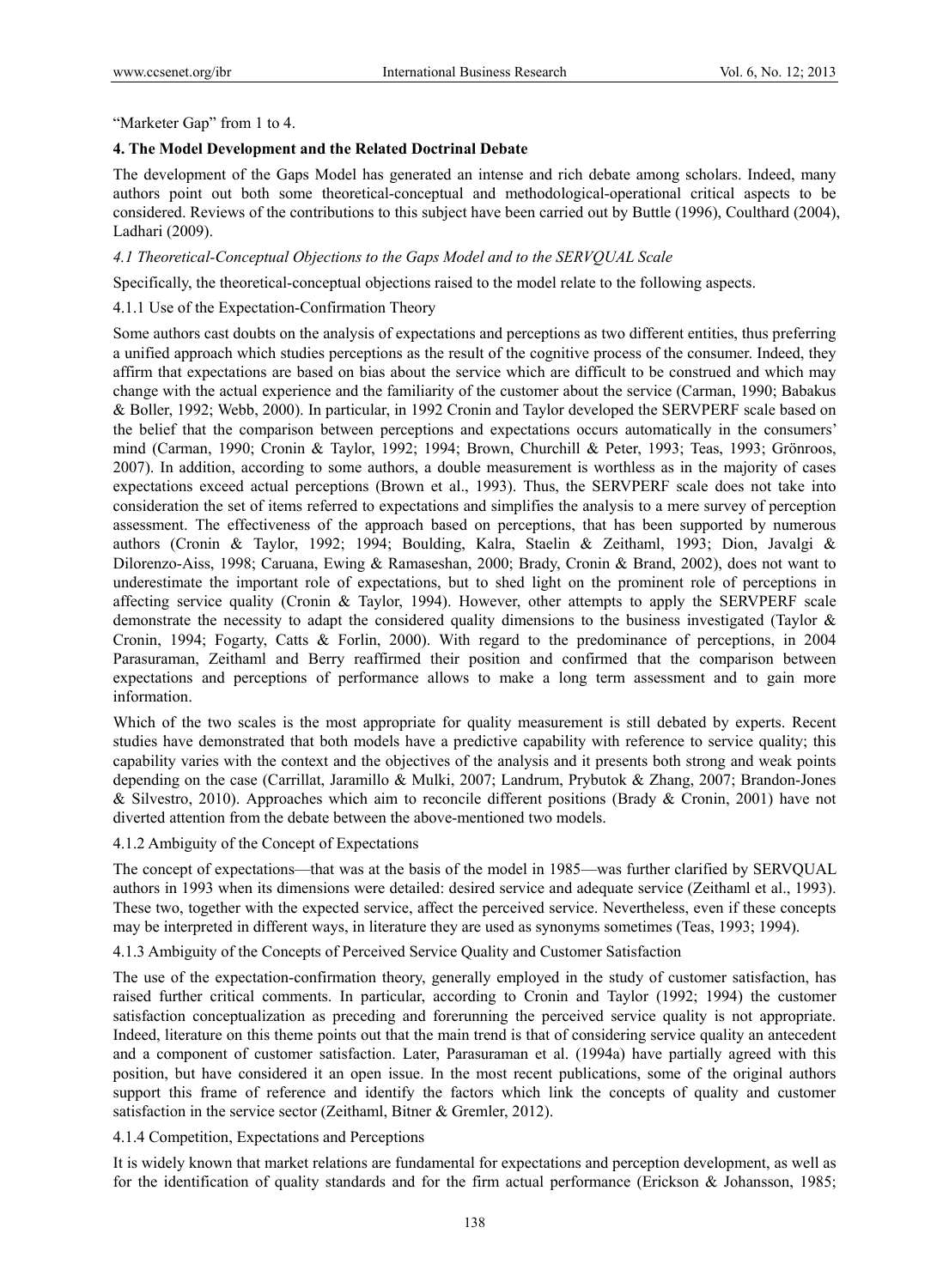"Marketer Gap" from 1 to 4.

## 4. The Model Development and the Related Doctrinal Debate

The development of the Gaps Model has generated an intense and rich debate among scholars. Indeed, many authors point out both some theoretical-conceptual and methodological-operational critical aspects to be considered. Reviews of the contributions to this subject have been carried out by Buttle (1996), Coulthard (2004), Ladhari (2009).

### *4.1 Theoretical-Conceptual Objections to the Gaps Model and to the SERVQUAL Scale*

Specifically, the theoretical-conceptual objections raised to the model relate to the following aspects.

#### 4.1.1 Use of the Expectation-Confirmation Theory

Some authors cast doubts on the analysis of expectations and perceptions as two different entities, thus preferring a unified approach which studies perceptions as the result of the cognitive process of the consumer. Indeed, they affirm that expectations are based on bias about the service which are difficult to be construed and which may change with the actual experience and the familiarity of the customer about the service (Carman, 1990; Babakus & Boller, 1992; Webb, 2000). In particular, in 1992 Cronin and Taylor developed the SERVPERF scale based on the belief that the comparison between perceptions and expectations occurs automatically in the consumers' mind (Carman, 1990; Cronin & Taylor, 1992; 1994; Brown, Churchill & Peter, 1993; Teas, 1993; Grönroos, 2007). In addition, according to some authors, a double measurement is worthless as in the majority of cases expectations exceed actual perceptions (Brown et al., 1993). Thus, the SERVPERF scale does not take into consideration the set of items referred to expectations and simplifies the analysis to a mere survey of perception assessment. The effectiveness of the approach based on perceptions, that has been supported by numerous authors (Cronin & Taylor, 1992; 1994; Boulding, Kalra, Staelin & Zeithaml, 1993; Dion, Javalgi & Dilorenzo-Aiss, 1998; Caruana, Ewing & Ramaseshan, 2000; Brady, Cronin & Brand, 2002), does not want to underestimate the important role of expectations, but to shed light on the prominent role of perceptions in affecting service quality (Cronin & Taylor, 1994). However, other attempts to apply the SERVPERF scale demonstrate the necessity to adapt the considered quality dimensions to the business investigated (Taylor & Cronin, 1994; Fogarty, Catts & Forlin, 2000). With regard to the predominance of perceptions, in 2004 Parasuraman, Zeithaml and Berry reaffirmed their position and confirmed that the comparison between expectations and perceptions of performance allows to make a long term assessment and to gain more information.

Which of the two scales is the most appropriate for quality measurement is still debated by experts. Recent studies have demonstrated that both models have a predictive capability with reference to service quality; this capability varies with the context and the objectives of the analysis and it presents both strong and weak points depending on the case (Carrillat, Jaramillo & Mulki, 2007; Landrum, Prybutok & Zhang, 2007; Brandon-Jones & Silvestro, 2010). Approaches which aim to reconcile different positions (Brady & Cronin, 2001) have not diverted attention from the debate between the above-mentioned two models.

#### 4.1.2 Ambiguity of the Concept of Expectations

The concept of expectations—that was at the basis of the model in 1985—was further clarified by SERVQUAL authors in 1993 when its dimensions were detailed: desired service and adequate service (Zeithaml et al., 1993). These two, together with the expected service, affect the perceived service. Nevertheless, even if these concepts may be interpreted in different ways, in literature they are used as synonyms sometimes (Teas, 1993; 1994).

#### 4.1.3 Ambiguity of the Concepts of Perceived Service Quality and Customer Satisfaction

The use of the expectation-confirmation theory, generally employed in the study of customer satisfaction, has raised further critical comments. In particular, according to Cronin and Taylor (1992; 1994) the customer satisfaction conceptualization as preceding and forerunning the perceived service quality is not appropriate. Indeed, literature on this theme points out that the main trend is that of considering service quality an antecedent and a component of customer satisfaction. Later, Parasuraman et al. (1994a) have partially agreed with this position, but have considered it an open issue. In the most recent publications, some of the original authors support this frame of reference and identify the factors which link the concepts of quality and customer satisfaction in the service sector (Zeithaml, Bitner & Gremler, 2012).

#### 4.1.4 Competition, Expectations and Perceptions

It is widely known that market relations are fundamental for expectations and perception development, as well as for the identification of quality standards and for the firm actual performance (Erickson & Johansson, 1985;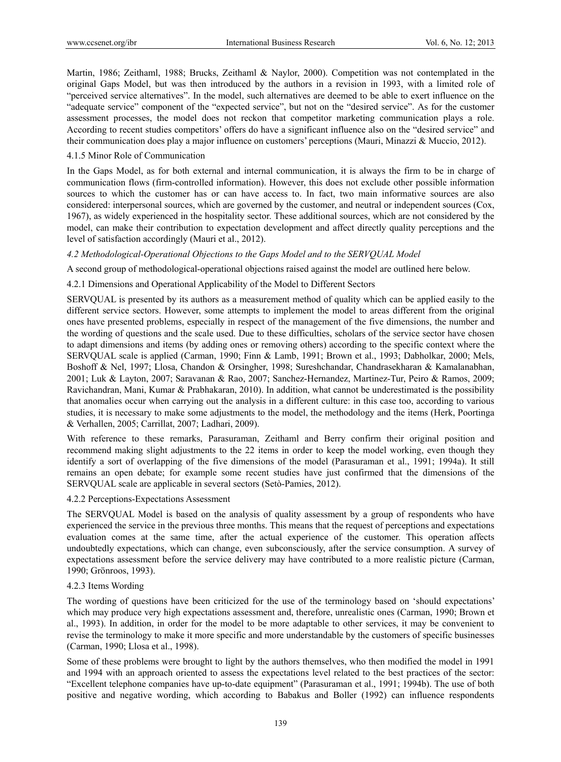Martin, 1986; Zeithaml, 1988; Brucks, Zeithaml & Naylor, 2000). Competition was not contemplated in the original Gaps Model, but was then introduced by the authors in a revision in 1993, with a limited role of "perceived service alternatives". In the model, such alternatives are deemed to be able to exert influence on the "adequate service" component of the "expected service", but not on the "desired service". As for the customer assessment processes, the model does not reckon that competitor marketing communication plays a role. According to recent studies competitors' offers do have a significant influence also on the "desired service" and their communication does play a major influence on customers' perceptions (Mauri, Minazzi & Muccio, 2012).

#### 4.1.5 Minor Role of Communication

In the Gaps Model, as for both external and internal communication, it is always the firm to be in charge of communication flows (firm-controlled information). However, this does not exclude other possible information sources to which the customer has or can have access to. In fact, two main informative sources are also considered: interpersonal sources, which are governed by the customer, and neutral or independent sources (Cox, 1967), as widely experienced in the hospitality sector. These additional sources, which are not considered by the model, can make their contribution to expectation development and affect directly quality perceptions and the level of satisfaction accordingly (Mauri et al., 2012).

### *4.2 Methodological-Operational Objections to the Gaps Model and to the SERVQUAL Model*

A second group of methodological-operational objections raised against the model are outlined here below.

#### 4.2.1 Dimensions and Operational Applicability of the Model to Different Sectors

SERVQUAL is presented by its authors as a measurement method of quality which can be applied easily to the different service sectors. However, some attempts to implement the model to areas different from the original ones have presented problems, especially in respect of the management of the five dimensions, the number and the wording of questions and the scale used. Due to these difficulties, scholars of the service sector have chosen to adapt dimensions and items (by adding ones or removing others) according to the specific context where the SERVQUAL scale is applied (Carman, 1990; Finn & Lamb, 1991; Brown et al., 1993; Dabholkar, 2000; Mels, Boshoff & Nel, 1997; Llosa, Chandon & Orsingher, 1998; Sureshchandar, Chandrasekharan & Kamalanabhan, 2001; Luk & Layton, 2007; Saravanan & Rao, 2007; Sanchez-Hernandez, Martinez-Tur, Peiro & Ramos, 2009; Ravichandran, Mani, Kumar & Prabhakaran, 2010). In addition, what cannot be underestimated is the possibility that anomalies occur when carrying out the analysis in a different culture: in this case too, according to various studies, it is necessary to make some adjustments to the model, the methodology and the items (Herk, Poortinga & Verhallen, 2005; Carrillat, 2007; Ladhari, 2009).

With reference to these remarks, Parasuraman, Zeithaml and Berry confirm their original position and recommend making slight adjustments to the 22 items in order to keep the model working, even though they identify a sort of overlapping of the five dimensions of the model (Parasuraman et al., 1991; 1994a). It still remains an open debate; for example some recent studies have just confirmed that the dimensions of the SERVQUAL scale are applicable in several sectors (Setò-Pamies, 2012).

#### 4.2.2 Perceptions-Expectations Assessment

The SERVQUAL Model is based on the analysis of quality assessment by a group of respondents who have experienced the service in the previous three months. This means that the request of perceptions and expectations evaluation comes at the same time, after the actual experience of the customer. This operation affects undoubtedly expectations, which can change, even subconsciously, after the service consumption. A survey of expectations assessment before the service delivery may have contributed to a more realistic picture (Carman, 1990; Grönroos, 1993).

#### 4.2.3 Items Wording

The wording of questions have been criticized for the use of the terminology based on 'should expectations' which may produce very high expectations assessment and, therefore, unrealistic ones (Carman, 1990; Brown et al., 1993). In addition, in order for the model to be more adaptable to other services, it may be convenient to revise the terminology to make it more specific and more understandable by the customers of specific businesses (Carman, 1990; Llosa et al., 1998).

Some of these problems were brought to light by the authors themselves, who then modified the model in 1991 and 1994 with an approach oriented to assess the expectations level related to the best practices of the sector: "Excellent telephone companies have up-to-date equipment" (Parasuraman et al., 1991; 1994b). The use of both positive and negative wording, which according to Babakus and Boller (1992) can influence respondents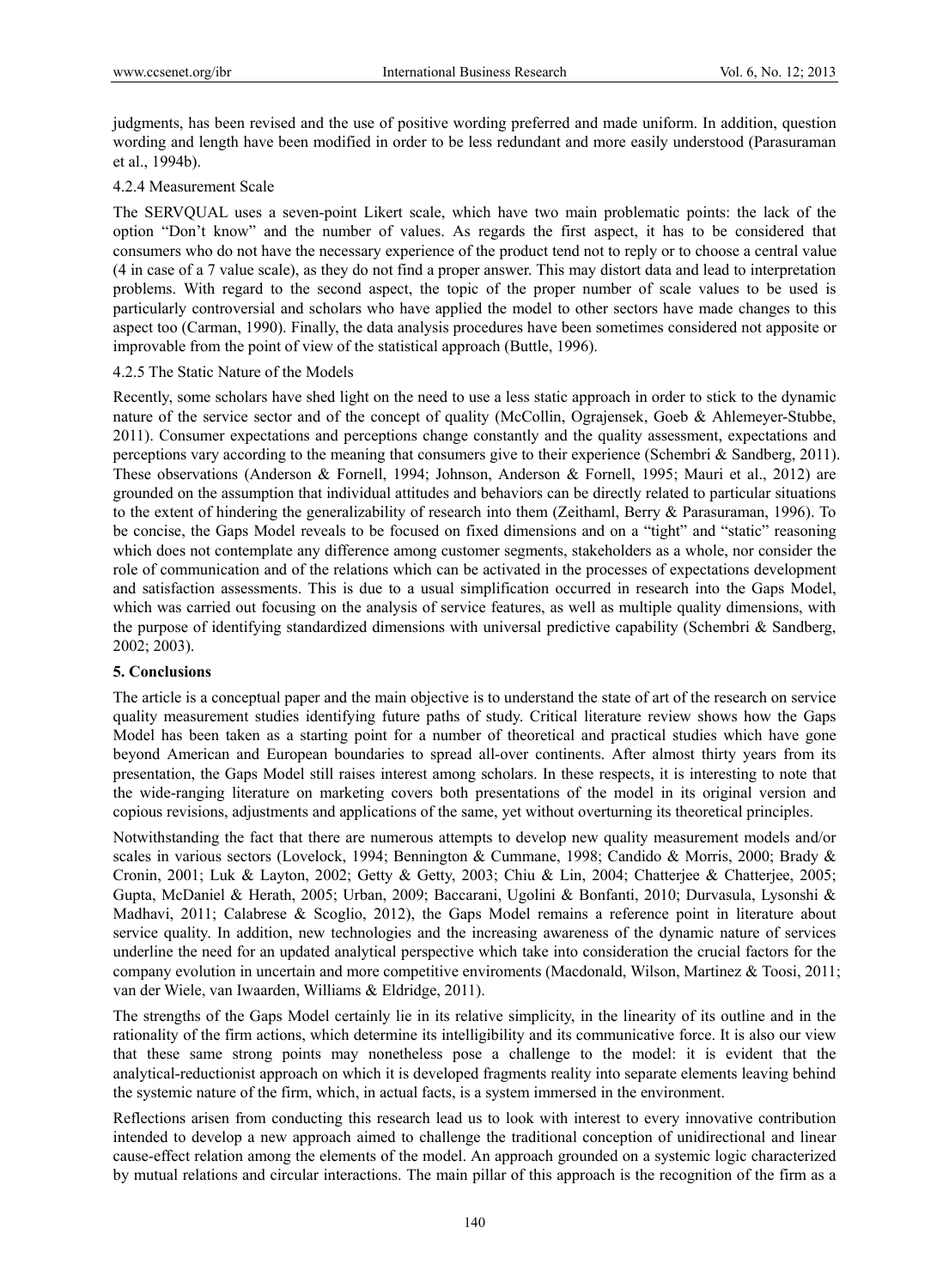judgments, has been revised and the use of positive wording preferred and made uniform. In addition, question wording and length have been modified in order to be less redundant and more easily understood (Parasuraman et al., 1994b).

#### 4.2.4 Measurement Scale

The SERVQUAL uses a seven-point Likert scale, which have two main problematic points: the lack of the option "Don't know" and the number of values. As regards the first aspect, it has to be considered that consumers who do not have the necessary experience of the product tend not to reply or to choose a central value (4 in case of a 7 value scale), as they do not find a proper answer. This may distort data and lead to interpretation problems. With regard to the second aspect, the topic of the proper number of scale values to be used is particularly controversial and scholars who have applied the model to other sectors have made changes to this aspect too (Carman, 1990). Finally, the data analysis procedures have been sometimes considered not apposite or improvable from the point of view of the statistical approach (Buttle, 1996).

#### 4.2.5 The Static Nature of the Models

Recently, some scholars have shed light on the need to use a less static approach in order to stick to the dynamic nature of the service sector and of the concept of quality (McCollin, Ograjensek, Goeb & Ahlemeyer-Stubbe, 2011). Consumer expectations and perceptions change constantly and the quality assessment, expectations and perceptions vary according to the meaning that consumers give to their experience (Schembri & Sandberg, 2011). These observations (Anderson & Fornell, 1994; Johnson, Anderson & Fornell, 1995; Mauri et al., 2012) are grounded on the assumption that individual attitudes and behaviors can be directly related to particular situations to the extent of hindering the generalizability of research into them (Zeithaml, Berry & Parasuraman, 1996). To be concise, the Gaps Model reveals to be focused on fixed dimensions and on a "tight" and "static" reasoning which does not contemplate any difference among customer segments, stakeholders as a whole, nor consider the role of communication and of the relations which can be activated in the processes of expectations development and satisfaction assessments. This is due to a usual simplification occurred in research into the Gaps Model, which was carried out focusing on the analysis of service features, as well as multiple quality dimensions, with the purpose of identifying standardized dimensions with universal predictive capability (Schembri & Sandberg, 2002; 2003).

## 5. Conclusions

The article is a conceptual paper and the main objective is to understand the state of art of the research on service quality measurement studies identifying future paths of study. Critical literature review shows how the Gaps Model has been taken as a starting point for a number of theoretical and practical studies which have gone beyond American and European boundaries to spread all-over continents. After almost thirty years from its presentation, the Gaps Model still raises interest among scholars. In these respects, it is interesting to note that the wide-ranging literature on marketing covers both presentations of the model in its original version and copious revisions, adjustments and applications of the same, yet without overturning its theoretical principles.

Notwithstanding the fact that there are numerous attempts to develop new quality measurement models and/or scales in various sectors (Lovelock, 1994; Bennington & Cummane, 1998; Candido & Morris, 2000; Brady & Cronin, 2001; Luk & Layton, 2002; Getty & Getty, 2003; Chiu & Lin, 2004; Chatterjee & Chatterjee, 2005; Gupta, McDaniel & Herath, 2005; Urban, 2009; Baccarani, Ugolini & Bonfanti, 2010; Durvasula, Lysonshi & Madhavi, 2011; Calabrese & Scoglio, 2012), the Gaps Model remains a reference point in literature about service quality. In addition, new technologies and the increasing awareness of the dynamic nature of services underline the need for an updated analytical perspective which take into consideration the crucial factors for the company evolution in uncertain and more competitive enviroments (Macdonald, Wilson, Martinez & Toosi, 2011; van der Wiele, van Iwaarden, Williams & Eldridge, 2011).

The strengths of the Gaps Model certainly lie in its relative simplicity, in the linearity of its outline and in the rationality of the firm actions, which determine its intelligibility and its communicative force. It is also our view that these same strong points may nonetheless pose a challenge to the model: it is evident that the analytical-reductionist approach on which it is developed fragments reality into separate elements leaving behind the systemic nature of the firm, which, in actual facts, is a system immersed in the environment.

Reflections arisen from conducting this research lead us to look with interest to every innovative contribution intended to develop a new approach aimed to challenge the traditional conception of unidirectional and linear cause-effect relation among the elements of the model. An approach grounded on a systemic logic characterized by mutual relations and circular interactions. The main pillar of this approach is the recognition of the firm as a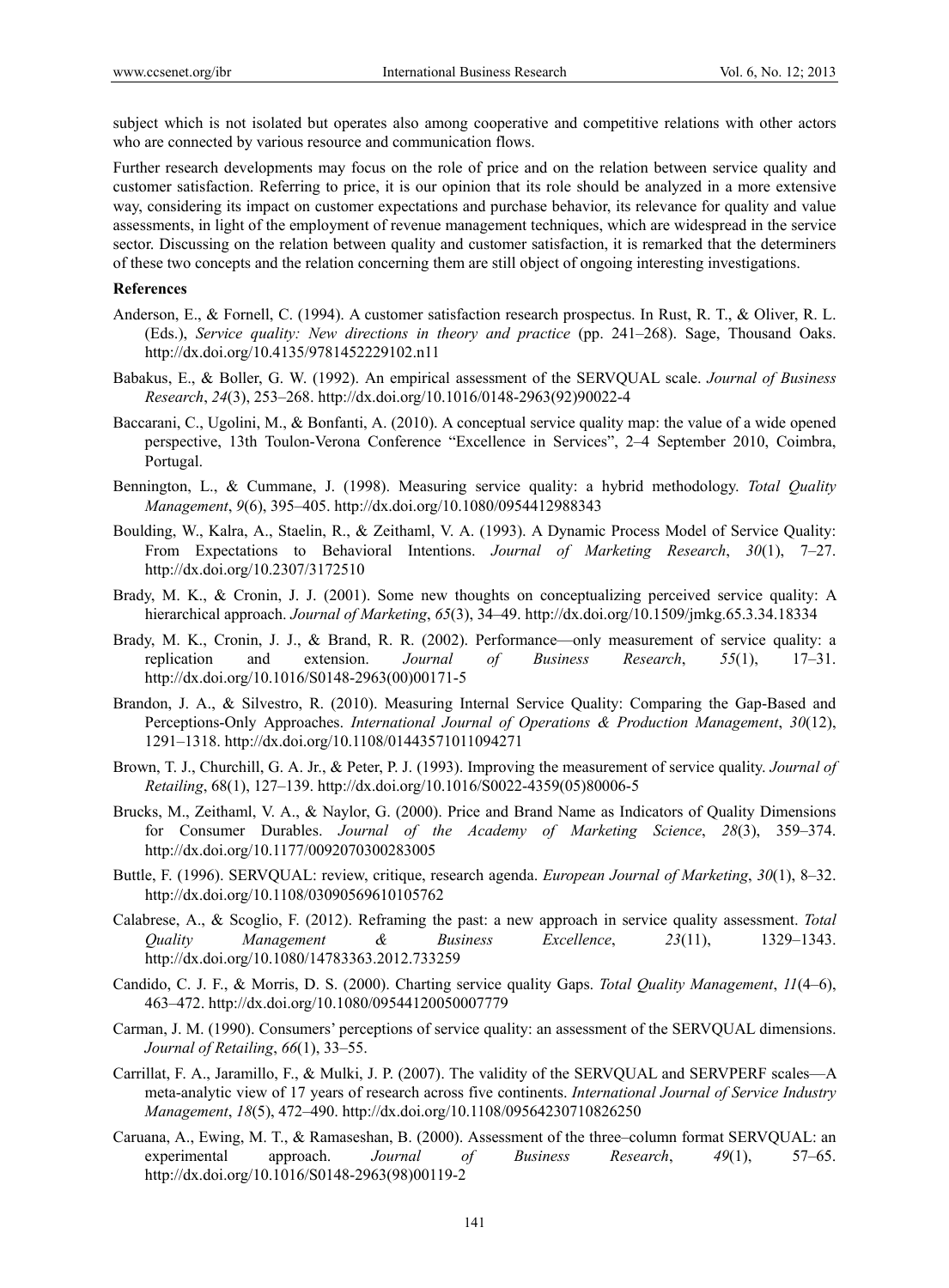subject which is not isolated but operates also among cooperative and competitive relations with other actors who are connected by various resource and communication flows.

Further research developments may focus on the role of price and on the relation between service quality and customer satisfaction. Referring to price, it is our opinion that its role should be analyzed in a more extensive way, considering its impact on customer expectations and purchase behavior, its relevance for quality and value assessments, in light of the employment of revenue management techniques, which are widespread in the service sector. Discussing on the relation between quality and customer satisfaction, it is remarked that the determiners of these two concepts and the relation concerning them are still object of ongoing interesting investigations.

**References**

Anderson, E., & Fornell, C. (1994). A customer satisfaction research prospectus. In Rust, R. T., & Oliver, R. L. (Eds.), *Service quality: New directions in theory and practice* (pp. 241–268). Sage, Thousand Oaks. http://dx.doi.org/10.4135/9781452229102.n11

Babakus, E., & Boller, G. W. (1992). An empirical assessment of the SERVQUAL scale. *Journal of Business Research*, *24*(3), 253–268. http://dx.doi.org/10.1016/0148-2963(92)90022-4

Baccarani, C., Ugolini, M., & Bonfanti, A. (2010). A conceptual service quality map: the value of a wide opened perspective, 13th Toulon-Verona Conference "Excellence in Services", 2–4 September 2010, Coimbra, Portugal.

Bennington, L., & Cummane, J. (1998). Measuring service quality: a hybrid methodology. *Total Quality Management*, *9*(6), 395–405. http://dx.doi.org/10.1080/0954412988343

Boulding, W., Kalra, A., Staelin, R., & Zeithaml, V. A. (1993). A Dynamic Process Model of Service Quality: From Expectations to Behavioral Intentions. *Journal of Marketing Research*, *30*(1), 7–27. http://dx.doi.org/10.2307/3172510

Brady, M. K., & Cronin, J. J. (2001). Some new thoughts on conceptualizing perceived service quality: A hierarchical approach. *Journal of Marketing*, *65*(3), 34–49. http://dx.doi.org/10.1509/jmkg.65.3.34.18334

Brady, M. K., Cronin, J. J., & Brand, R. R. (2002). Performance—only measurement of service quality: a replication and extension. *Journal of Business Research*, *55*(1), 17–31. http://dx.doi.org/10.1016/S0148-2963(00)00171-5

Brandon, J. A., & Silvestro, R. (2010). Measuring Internal Service Quality: Comparing the Gap-Based and Perceptions-Only Approaches. *International Journal of Operations & Production Management*, *30*(12), 1291–1318. http://dx.doi.org/10.1108/01443571011094271

Brown, T. J., Churchill, G. A. Jr., & Peter, P. J. (1993). Improving the measurement of service quality. *Journal of Retailing*, 68(1), 127–139. http://dx.doi.org/10.1016/S0022-4359(05)80006-5

Brucks, M., Zeithaml, V. A., & Naylor, G. (2000). Price and Brand Name as Indicators of Quality Dimensions for Consumer Durables. *Journal of the Academy of Marketing Science*, *28*(3), 359–374. http://dx.doi.org/10.1177/0092070300283005

Buttle, F. (1996). SERVQUAL: review, critique, research agenda. *European Journal of Marketing*, *30*(1), 8–32. http://dx.doi.org/10.1108/03090569610105762

Calabrese, A., & Scoglio, F. (2012). Reframing the past: a new approach in service quality assessment. *Total Quality Management & Business Excellence*, *23*(11), 1329–1343. http://dx.doi.org/10.1080/14783363.2012.733259

Candido, C. J. F., & Morris, D. S. (2000). Charting service quality Gaps. *Total Quality Management*, *11*(4–6), 463–472. http://dx.doi.org/10.1080/09544120050007779

Carman, J. M. (1990). Consumers' perceptions of service quality: an assessment of the SERVQUAL dimensions. *Journal of Retailing*, *66*(1), 33–55.

Carrillat, F. A., Jaramillo, F., & Mulki, J. P. (2007). The validity of the SERVQUAL and SERVPERF scales—A meta-analytic view of 17 years of research across five continents. *International Journal of Service Industry Management*, *18*(5), 472–490. http://dx.doi.org/10.1108/09564230710826250

Caruana, A., Ewing, M. T., & Ramaseshan, B. (2000). Assessment of the three–column format SERVQUAL: an experimental approach. *Journal of Business Research*, *49*(1), 57–65. http://dx.doi.org/10.1016/S0148-2963(98)00119-2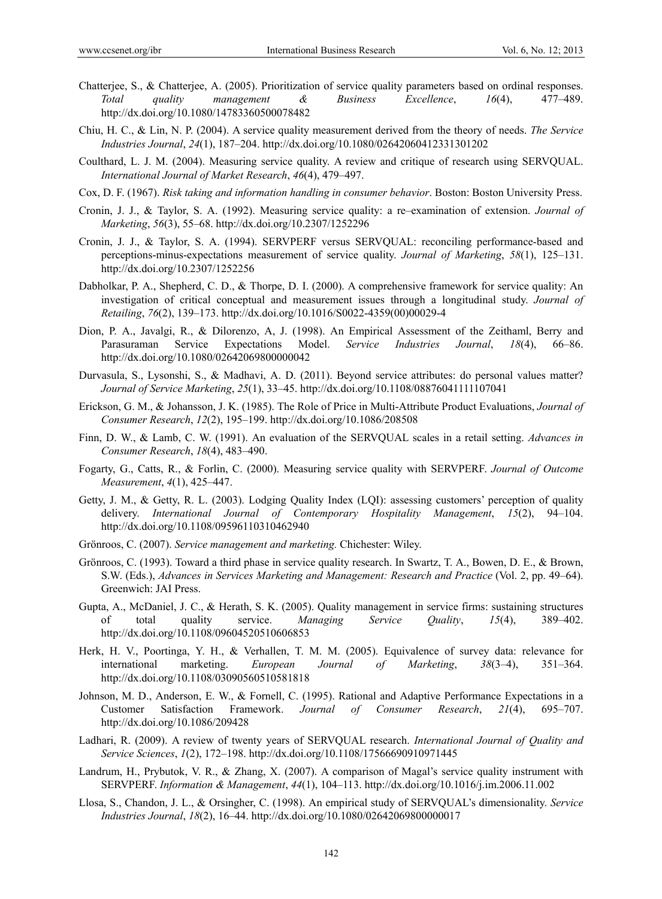Chatterjee, S., & Chatterjee, A. (2005). Prioritization of service quality parameters based on ordinal responses. *Total quality management & Business Excellence*, *16*(4), 477–489. http://dx.doi.org/10.1080/14783360500078482

Chiu, H. C., & Lin, N. P. (2004). A service quality measurement derived from the theory of needs. *The Service Industries Journal*, *24*(1), 187–204. http://dx.doi.org/10.1080/02642060412331301202

Coulthard, L. J. M. (2004). Measuring service quality. A review and critique of research using SERVQUAL. *International Journal of Market Research*, *46*(4), 479–497.

Cox, D. F. (1967). *Risk taking and information handling in consumer behavior*. Boston: Boston University Press.

Cronin, J. J., & Taylor, S. A. (1992). Measuring service quality: a re–examination of extension. *Journal of Marketing*, *56*(3), 55–68. http://dx.doi.org/10.2307/1252296

Cronin, J. J., & Taylor, S. A. (1994). SERVPERF versus SERVQUAL: reconciling performance-based and perceptions-minus-expectations measurement of service quality. *Journal of Marketing*, *58*(1), 125–131. http://dx.doi.org/10.2307/1252256

Dabholkar, P. A., Shepherd, C. D., & Thorpe, D. I. (2000). A comprehensive framework for service quality: An investigation of critical conceptual and measurement issues through a longitudinal study. *Journal of Retailing*, *76*(2), 139–173. http://dx.doi.org/10.1016/S0022-4359(00)00029-4

Dion, P. A., Javalgi, R., & Dilorenzo, A, J. (1998). An Empirical Assessment of the Zeithaml, Berry and Parasuraman Service Expectations Model. *Service Industries Journal*, *18*(4), 66–86. http://dx.doi.org/10.1080/02642069800000042

Durvasula, S., Lysonshi, S., & Madhavi, A. D. (2011). Beyond service attributes: do personal values matter? *Journal of Service Marketing*, *25*(1), 33–45. http://dx.doi.org/10.1108/08876041111107041

Erickson, G. M., & Johansson, J. K. (1985). The Role of Price in Multi-Attribute Product Evaluations, *Journal of Consumer Research*, *12*(2), 195–199. http://dx.doi.org/10.1086/208508

Finn, D. W., & Lamb, C. W. (1991). An evaluation of the SERVQUAL scales in a retail setting. *Advances in Consumer Research*, *18*(4), 483–490.

Fogarty, G., Catts, R., & Forlin, C. (2000). Measuring service quality with SERVPERF. *Journal of Outcome Measurement*, *4*(1), 425–447.

Getty, J. M., & Getty, R. L. (2003). Lodging Quality Index (LQI): assessing customers' perception of quality delivery. *International Journal of Contemporary Hospitality Management*, *15*(2), 94–104. http://dx.doi.org/10.1108/09596110310462940

Grönroos, C. (2007). *Service management and marketing*. Chichester: Wiley.

Grönroos, C. (1993). Toward a third phase in service quality research. In Swartz, T. A., Bowen, D. E., & Brown, S.W. (Eds.), *Advances in Services Marketing and Management: Research and Practice* (Vol. 2, pp. 49–64). Greenwich: JAI Press.

Gupta, A., McDaniel, J. C., & Herath, S. K. (2005). Quality management in service firms: sustaining structures of total quality service. *Managing Service Quality*, *15*(4), 389–402. http://dx.doi.org/10.1108/09604520510606853

Herk, H. V., Poortinga, Y. H., & Verhallen, T. M. M. (2005). Equivalence of survey data: relevance for international marketing. *European Journal of Marketing*, *38*(3–4), 351–364. http://dx.doi.org/10.1108/03090560510581818

Johnson, M. D., Anderson, E. W., & Fornell, C. (1995). Rational and Adaptive Performance Expectations in a Customer Satisfaction Framework. *Journal of Consumer Research*, *21*(4), 695–707. http://dx.doi.org/10.1086/209428

Ladhari, R. (2009). A review of twenty years of SERVQUAL research. *International Journal of Quality and Service Sciences*, *1*(2), 172–198. http://dx.doi.org/10.1108/17566690910971445

Landrum, H., Prybutok, V. R., & Zhang, X. (2007). A comparison of Magal's service quality instrument with SERVPERF. *Information & Management*, *44*(1), 104–113. http://dx.doi.org/10.1016/j.im.2006.11.002

Llosa, S., Chandon, J. L., & Orsingher, C. (1998). An empirical study of SERVQUAL's dimensionality. *Service Industries Journal*, *18*(2), 16–44. http://dx.doi.org/10.1080/02642069800000017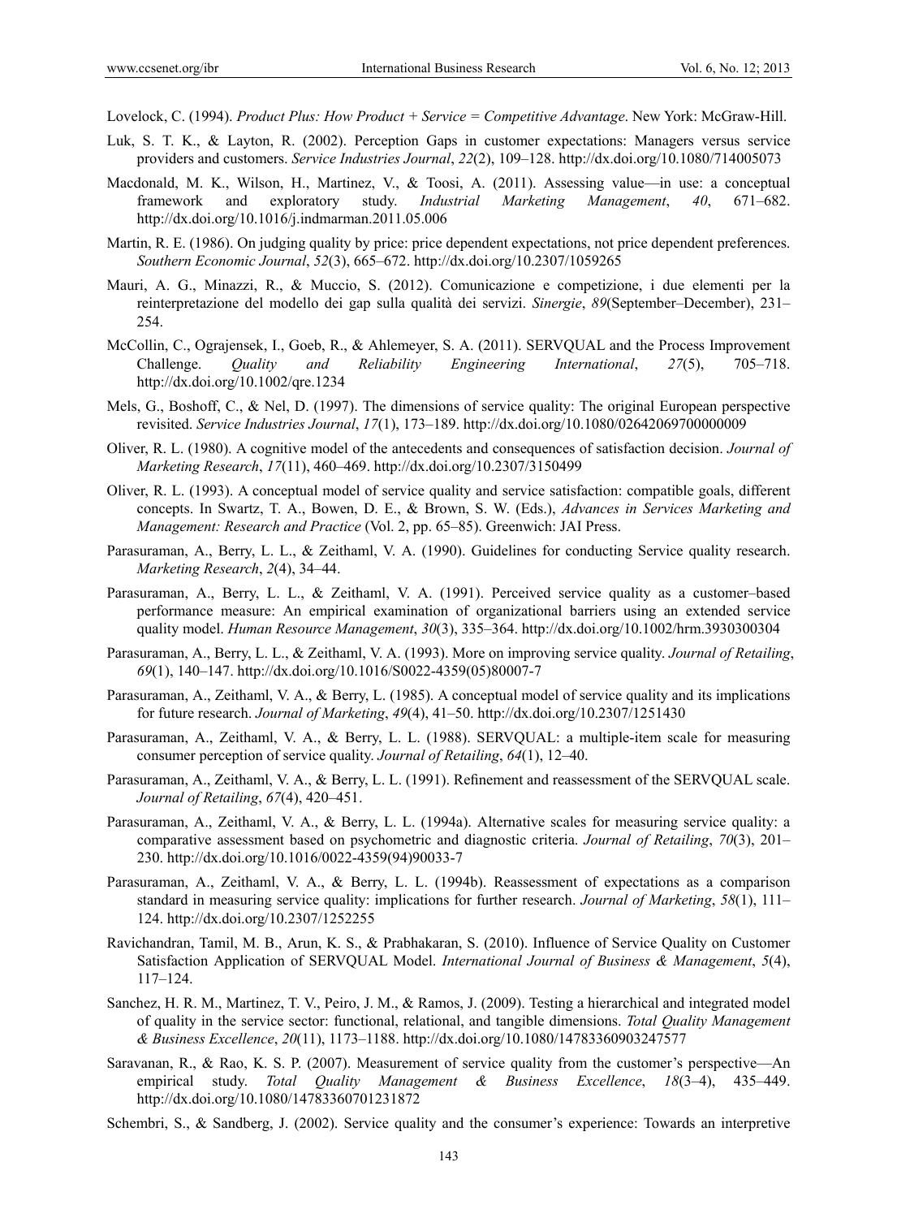Lovelock, C. (1994). *Product Plus: How Product + Service = Competitive Advantage*. New York: McGraw-Hill.

Luk, S. T. K., & Layton, R. (2002). Perception Gaps in customer expectations: Managers versus service providers and customers. *Service Industries Journal*, *22*(2), 109–128. http://dx.doi.org/10.1080/714005073

Macdonald, M. K., Wilson, H., Martinez, V., & Toosi, A. (2011). Assessing value—in use: a conceptual framework and exploratory study. *Industrial Marketing Management*, *40*, 671–682. http://dx.doi.org/10.1016/j.indmarman.2011.05.006

Martin, R. E. (1986). On judging quality by price: price dependent expectations, not price dependent preferences. *Southern Economic Journal*, *52*(3), 665–672. http://dx.doi.org/10.2307/1059265

Mauri, A. G., Minazzi, R., & Muccio, S. (2012). Comunicazione e competizione, i due elementi per la reinterpretazione del modello dei gap sulla qualità dei servizi. *Sinergie*, *89*(September–December), 231–254.

McCollin, C., Ograjensek, I., Goeb, R., & Ahlemeyer, S. A. (2011). SERVQUAL and the Process Improvement Challenge. *Quality and Reliability Engineering International*, *27*(5), 705–718. http://dx.doi.org/10.1002/qre.1234

Mels, G., Boshoff, C., & Nel, D. (1997). The dimensions of service quality: The original European perspective revisited. *Service Industries Journal*, *17*(1), 173–189. http://dx.doi.org/10.1080/02642069700000009

Oliver, R. L. (1980). A cognitive model of the antecedents and consequences of satisfaction decision. *Journal of Marketing Research*, *17*(11), 460–469. http://dx.doi.org/10.2307/3150499

Oliver, R. L. (1993). A conceptual model of service quality and service satisfaction: compatible goals, different concepts. In Swartz, T. A., Bowen, D. E., & Brown, S. W. (Eds.), *Advances in Services Marketing and Management: Research and Practice* (Vol. 2, pp. 65–85). Greenwich: JAI Press.

Parasuraman, A., Berry, L. L., & Zeithaml, V. A. (1990). Guidelines for conducting Service quality research. *Marketing Research*, *2*(4), 34–44.

Parasuraman, A., Berry, L. L., & Zeithaml, V. A. (1991). Perceived service quality as a customer–based performance measure: An empirical examination of organizational barriers using an extended service quality model. *Human Resource Management*, *30*(3), 335–364. http://dx.doi.org/10.1002/hrm.3930300304

Parasuraman, A., Berry, L. L., & Zeithaml, V. A. (1993). More on improving service quality. *Journal of Retailing*, *69*(1), 140–147. http://dx.doi.org/10.1016/S0022-4359(05)80007-7

Parasuraman, A., Zeithaml, V. A., & Berry, L. (1985). A conceptual model of service quality and its implications for future research. *Journal of Marketing*, *49*(4), 41–50. http://dx.doi.org/10.2307/1251430

Parasuraman, A., Zeithaml, V. A., & Berry, L. L. (1988). SERVQUAL: a multiple-item scale for measuring consumer perception of service quality. *Journal of Retailing*, *64*(1), 12–40.

Parasuraman, A., Zeithaml, V. A., & Berry, L. L. (1991). Refinement and reassessment of the SERVQUAL scale. *Journal of Retailing*, *67*(4), 420–451.

Parasuraman, A., Zeithaml, V. A., & Berry, L. L. (1994a). Alternative scales for measuring service quality: a comparative assessment based on psychometric and diagnostic criteria. *Journal of Retailing*, *70*(3), 201–230. http://dx.doi.org/10.1016/0022-4359(94)90033-7

Parasuraman, A., Zeithaml, V. A., & Berry, L. L. (1994b). Reassessment of expectations as a comparison standard in measuring service quality: implications for further research. *Journal of Marketing*, *58*(1), 111–124. http://dx.doi.org/10.2307/1252255

Ravichandran, Tamil, M. B., Arun, K. S., & Prabhakaran, S. (2010). Influence of Service Quality on Customer Satisfaction Application of SERVQUAL Model. *International Journal of Business & Management*, *5*(4), 117–124.

Sanchez, H. R. M., Martinez, T. V., Peiro, J. M., & Ramos, J. (2009). Testing a hierarchical and integrated model of quality in the service sector: functional, relational, and tangible dimensions. *Total Quality Management & Business Excellence*, *20*(11), 1173–1188. http://dx.doi.org/10.1080/14783360903247577

Saravanan, R., & Rao, K. S. P. (2007). Measurement of service quality from the customer's perspective—An empirical study. *Total Quality Management & Business Excellence*, *18*(3–4), 435–449. http://dx.doi.org/10.1080/14783360701231872

Schembri, S., & Sandberg, J. (2002). Service quality and the consumer's experience: Towards an interpretive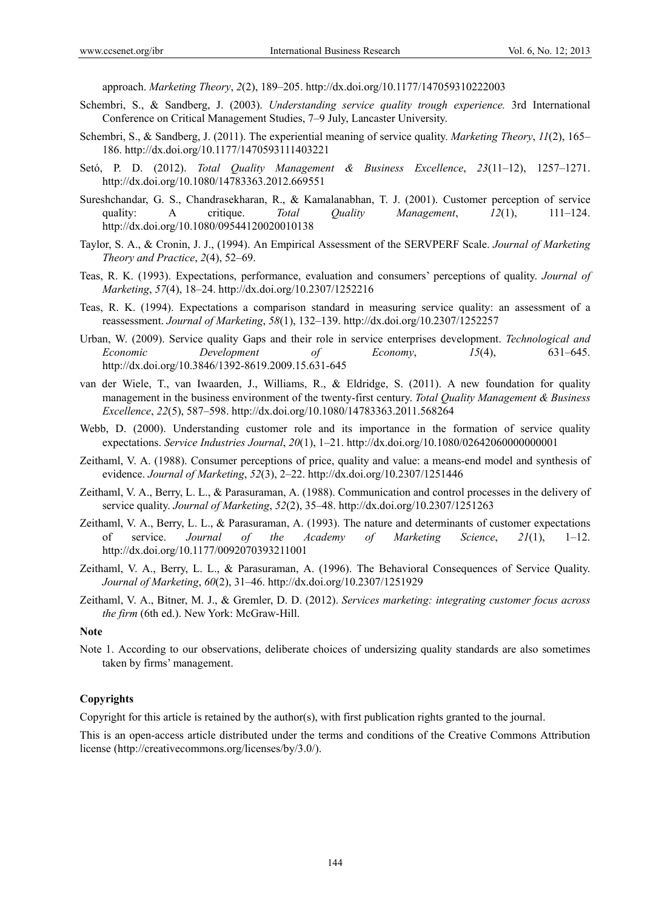approach. *Marketing Theory*, *2*(2), 189–205. http://dx.doi.org/10.1177/147059310222003

Schembri, S., & Sandberg, J. (2003). *Understanding service quality trough experience.* 3rd International Conference on Critical Management Studies, 7–9 July, Lancaster University.

Schembri, S., & Sandberg, J. (2011). The experiential meaning of service quality. *Marketing Theory*, *11*(2), 165–186. http://dx.doi.org/10.1177/1470593111403221

Setó, P. D. (2012). *Total Quality Management & Business Excellence*, *23*(11–12), 1257–1271. http://dx.doi.org/10.1080/14783363.2012.669551

Sureshchandar, G. S., Chandrasekharan, R., & Kamalanabhan, T. J. (2001). Customer perception of service quality: A critique. *Total Quality Management*, *12*(1), 111–124. http://dx.doi.org/10.1080/09544120020010138

Taylor, S. A., & Cronin, J. J., (1994). An Empirical Assessment of the SERVPERF Scale. *Journal of Marketing Theory and Practice*, *2*(4), 52–69.

Teas, R. K. (1993). Expectations, performance, evaluation and consumers' perceptions of quality. *Journal of Marketing*, *57*(4), 18–24. http://dx.doi.org/10.2307/1252216

Teas, R. K. (1994). Expectations a comparison standard in measuring service quality: an assessment of a reassessment. *Journal of Marketing*, *58*(1), 132–139. http://dx.doi.org/10.2307/1252257

Urban, W. (2009). Service quality Gaps and their role in service enterprises development. *Technological and Economic Development of Economy*, *15*(4), 631–645. http://dx.doi.org/10.3846/1392-8619.2009.15.631-645

van der Wiele, T., van Iwaarden, J., Williams, R., & Eldridge, S. (2011). A new foundation for quality management in the business environment of the twenty-first century. *Total Quality Management & Business Excellence*, *22*(5), 587–598. http://dx.doi.org/10.1080/14783363.2011.568264

Webb, D. (2000). Understanding customer role and its importance in the formation of service quality expectations. *Service Industries Journal*, *20*(1), 1–21. http://dx.doi.org/10.1080/02642060000000001

Zeithaml, V. A. (1988). Consumer perceptions of price, quality and value: a means-end model and synthesis of evidence. *Journal of Marketing*, *52*(3), 2–22. http://dx.doi.org/10.2307/1251446

Zeithaml, V. A., Berry, L. L., & Parasuraman, A. (1988). Communication and control processes in the delivery of service quality. *Journal of Marketing*, *52*(2), 35–48. http://dx.doi.org/10.2307/1251263

Zeithaml, V. A., Berry, L. L., & Parasuraman, A. (1993). The nature and determinants of customer expectations of service. *Journal of the Academy of Marketing Science*, *21*(1), 1–12. http://dx.doi.org/10.1177/0092070393211001

Zeithaml, V. A., Berry, L. L., & Parasuraman, A. (1996). The Behavioral Consequences of Service Quality. *Journal of Marketing*, *60*(2), 31–46. http://dx.doi.org/10.2307/1251929

Zeithaml, V. A., Bitner, M. J., & Gremler, D. D. (2012). *Services marketing: integrating customer focus across the firm* (6th ed.). New York: McGraw-Hill.

**Note**

Note 1. According to our observations, deliberate choices of undersizing quality standards are also sometimes taken by firms' management.

**Copyrights**

Copyright for this article is retained by the author(s), with first publication rights granted to the journal.

This is an open-access article distributed under the terms and conditions of the Creative Commons Attribution license (http://creativecommons.org/licenses/by/3.0/).